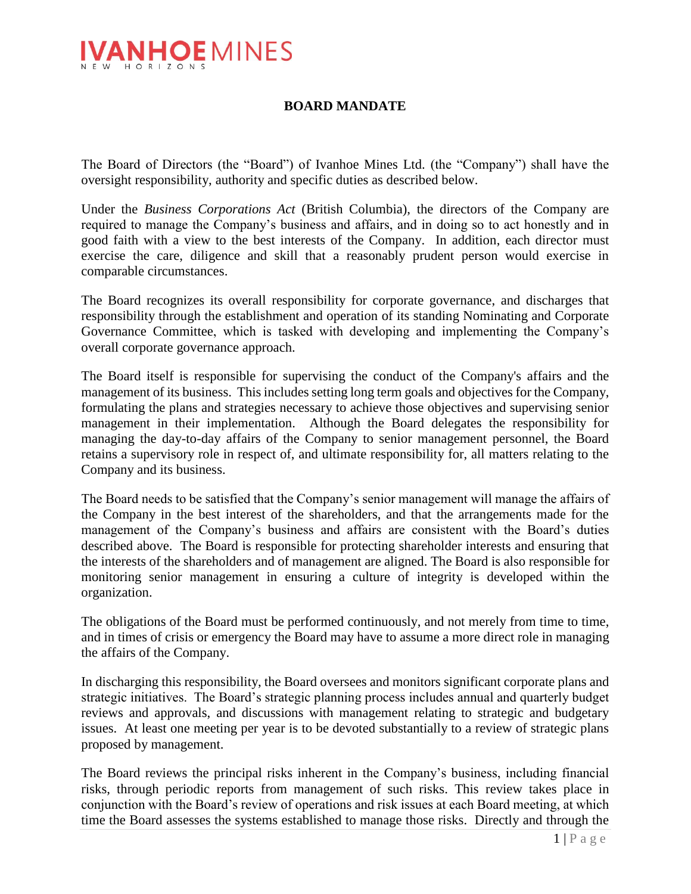# BOARD MANDATE

The Board of Directors (the "Board") of Ivanhoe Mines Ltd. (the "Company") shall have the oversight responsibility, authority and specific duties as described below.

Under the *Business Corporations Act* (British Columbia), the directors of the Company are required to manage the Company's business and affairs, and in doing so to act honestly and in good faith with a view to the best interests of the Company. In addition, each director must exercise the care, diligence and skill that a reasonably prudent person would exercise in comparable circumstances.

The Board recognizes its overall responsibility for corporate governance, and discharges that responsibility through the establishment and operation of its standing Nominating and Corporate Governance Committee, which is tasked with developing and implementing the Company's overall corporate governance approach.

The Board itself is responsible for supervising the conduct of the Company's affairs and the management of its business. This includes setting long term goals and objectives for the Company, formulating the plans and strategies necessary to achieve those objectives and supervising senior management in their implementation. Although the Board delegates the responsibility for managing the day-to-day affairs of the Company to senior management personnel, the Board retains a supervisory role in respect of, and ultimate responsibility for, all matters relating to the Company and its business.

The Board needs to be satisfied that the Company's senior management will manage the affairs of the Company in the best interest of the shareholders, and that the arrangements made for the management of the Company's business and affairs are consistent with the Board's duties described above. The Board is responsible for protecting shareholder interests and ensuring that the interests of the shareholders and of management are aligned. The Board is also responsible for monitoring senior management in ensuring a culture of integrity is developed within the organization.

The obligations of the Board must be performed continuously, and not merely from time to time, and in times of crisis or emergency the Board may have to assume a more direct role in managing the affairs of the Company.

In discharging this responsibility, the Board oversees and monitors significant corporate plans and strategic initiatives. The Board's strategic planning process includes annual and quarterly budget reviews and approvals, and discussions with management relating to strategic and budgetary issues. At least one meeting per year is to be devoted substantially to a review of strategic plans proposed by management.

The Board reviews the principal risks inherent in the Company's business, including financial risks, through periodic reports from management of such risks. This review takes place in conjunction with the Board's review of operations and risk issues at each Board meeting, at which time the Board assesses the systems established to manage those risks. Directly and through the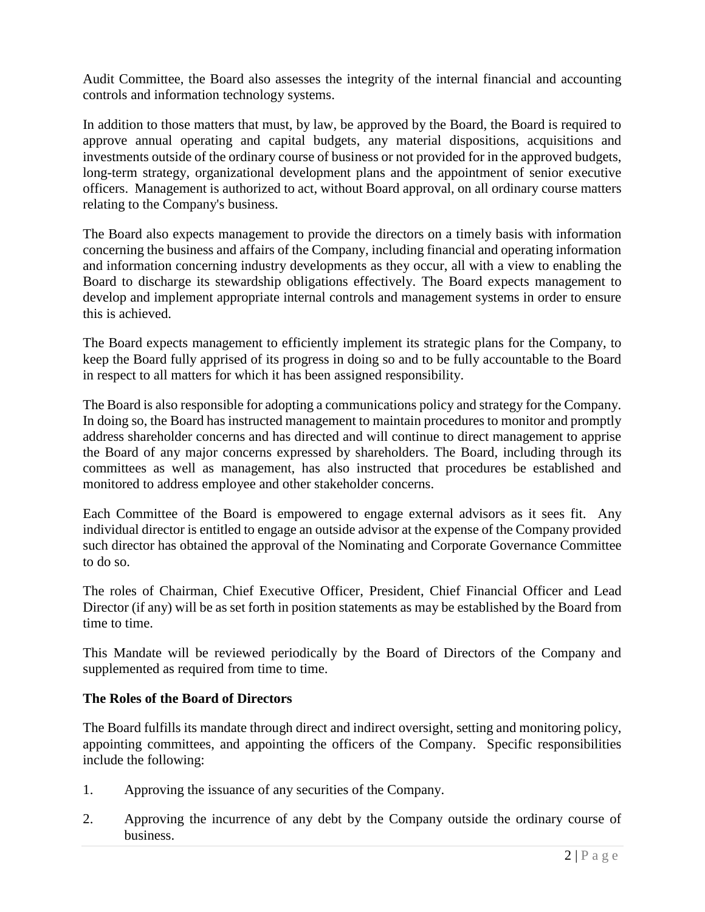Audit Committee, the Board also assesses the integrity of the internal financial and accounting controls and information technology systems.

In addition to those matters that must, by law, be approved by the Board, the Board is required to approve annual operating and capital budgets, any material dispositions, acquisitions and investments outside of the ordinary course of business or not provided for in the approved budgets, long-term strategy, organizational development plans and the appointment of senior executive officers. Management is authorized to act, without Board approval, on all ordinary course matters relating to the Company's business.

The Board also expects management to provide the directors on a timely basis with information concerning the business and affairs of the Company, including financial and operating information and information concerning industry developments as they occur, all with a view to enabling the Board to discharge its stewardship obligations effectively. The Board expects management to develop and implement appropriate internal controls and management systems in order to ensure this is achieved.

The Board expects management to efficiently implement its strategic plans for the Company, to keep the Board fully apprised of its progress in doing so and to be fully accountable to the Board in respect to all matters for which it has been assigned responsibility.

The Board is also responsible for adopting a communications policy and strategy for the Company. In doing so, the Board has instructed management to maintain procedures to monitor and promptly address shareholder concerns and has directed and will continue to direct management to apprise the Board of any major concerns expressed by shareholders. The Board, including through its committees as well as management, has also instructed that procedures be established and monitored to address employee and other stakeholder concerns.

Each Committee of the Board is empowered to engage external advisors as it sees fit. Any individual director is entitled to engage an outside advisor at the expense of the Company provided such director has obtained the approval of the Nominating and Corporate Governance Committee to do so.

The roles of Chairman, Chief Executive Officer, President, Chief Financial Officer and Lead Director (if any) will be as set forth in position statements as may be established by the Board from time to time.

This Mandate will be reviewed periodically by the Board of Directors of the Company and supplemented as required from time to time.

**The Roles of the Board of Directors**

The Board fulfills its mandate through direct and indirect oversight, setting and monitoring policy, appointing committees, and appointing the officers of the Company. Specific responsibilities include the following:

1. Approving the issuance of any securities of the Company.
2. Approving the incurrence of any debt by the Company outside the ordinary course of business.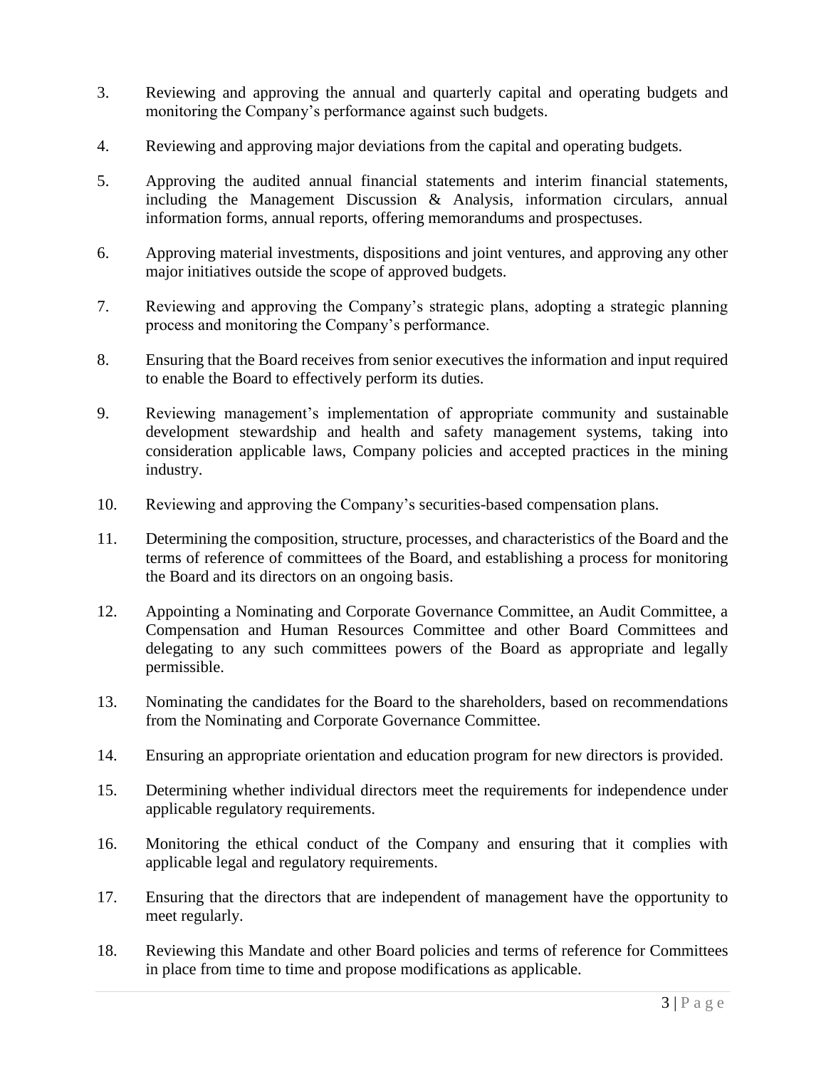3. Reviewing and approving the annual and quarterly capital and operating budgets and monitoring the Company's performance against such budgets.

4. Reviewing and approving major deviations from the capital and operating budgets.

5. Approving the audited annual financial statements and interim financial statements, including the Management Discussion & Analysis, information circulars, annual information forms, annual reports, offering memorandums and prospectuses.

6. Approving material investments, dispositions and joint ventures, and approving any other major initiatives outside the scope of approved budgets.

7. Reviewing and approving the Company's strategic plans, adopting a strategic planning process and monitoring the Company's performance.

8. Ensuring that the Board receives from senior executives the information and input required to enable the Board to effectively perform its duties.

9. Reviewing management's implementation of appropriate community and sustainable development stewardship and health and safety management systems, taking into consideration applicable laws, Company policies and accepted practices in the mining industry.

10. Reviewing and approving the Company's securities-based compensation plans.

11. Determining the composition, structure, processes, and characteristics of the Board and the terms of reference of committees of the Board, and establishing a process for monitoring the Board and its directors on an ongoing basis.

12. Appointing a Nominating and Corporate Governance Committee, an Audit Committee, a Compensation and Human Resources Committee and other Board Committees and delegating to any such committees powers of the Board as appropriate and legally permissible.

13. Nominating the candidates for the Board to the shareholders, based on recommendations from the Nominating and Corporate Governance Committee.

14. Ensuring an appropriate orientation and education program for new directors is provided.

15. Determining whether individual directors meet the requirements for independence under applicable regulatory requirements.

16. Monitoring the ethical conduct of the Company and ensuring that it complies with applicable legal and regulatory requirements.

17. Ensuring that the directors that are independent of management have the opportunity to meet regularly.

18. Reviewing this Mandate and other Board policies and terms of reference for Committees in place from time to time and propose modifications as applicable.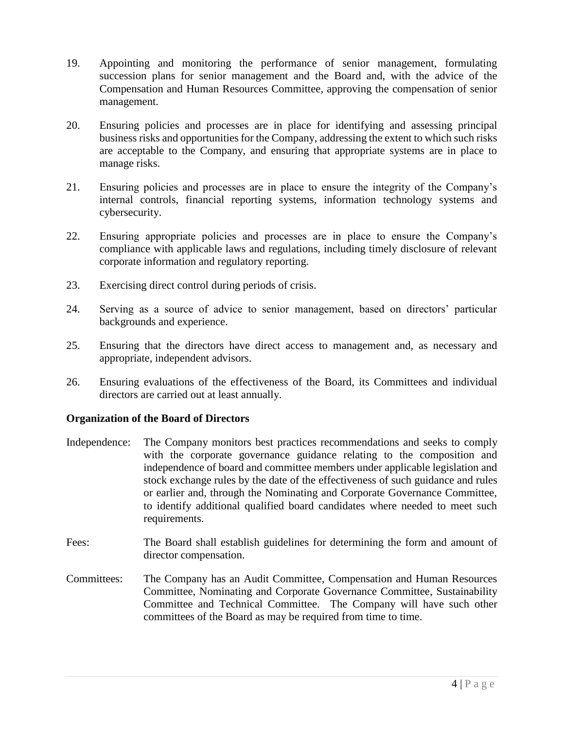19. Appointing and monitoring the performance of senior management, formulating succession plans for senior management and the Board and, with the advice of the Compensation and Human Resources Committee, approving the compensation of senior management.

20. Ensuring policies and processes are in place for identifying and assessing principal business risks and opportunities for the Company, addressing the extent to which such risks are acceptable to the Company, and ensuring that appropriate systems are in place to manage risks.

21. Ensuring policies and processes are in place to ensure the integrity of the Company's internal controls, financial reporting systems, information technology systems and cybersecurity.

22. Ensuring appropriate policies and processes are in place to ensure the Company's compliance with applicable laws and regulations, including timely disclosure of relevant corporate information and regulatory reporting.

23. Exercising direct control during periods of crisis.

24. Serving as a source of advice to senior management, based on directors' particular backgrounds and experience.

25. Ensuring that the directors have direct access to management and, as necessary and appropriate, independent advisors.

26. Ensuring evaluations of the effectiveness of the Board, its Committees and individual directors are carried out at least annually.

**Organization of the Board of Directors**

Independence: The Company monitors best practices recommendations and seeks to comply with the corporate governance guidance relating to the composition and independence of board and committee members under applicable legislation and stock exchange rules by the date of the effectiveness of such guidance and rules or earlier and, through the Nominating and Corporate Governance Committee, to identify additional qualified board candidates where needed to meet such requirements.

Fees: The Board shall establish guidelines for determining the form and amount of director compensation.

Committees: The Company has an Audit Committee, Compensation and Human Resources Committee, Nominating and Corporate Governance Committee, Sustainability Committee and Technical Committee. The Company will have such other committees of the Board as may be required from time to time.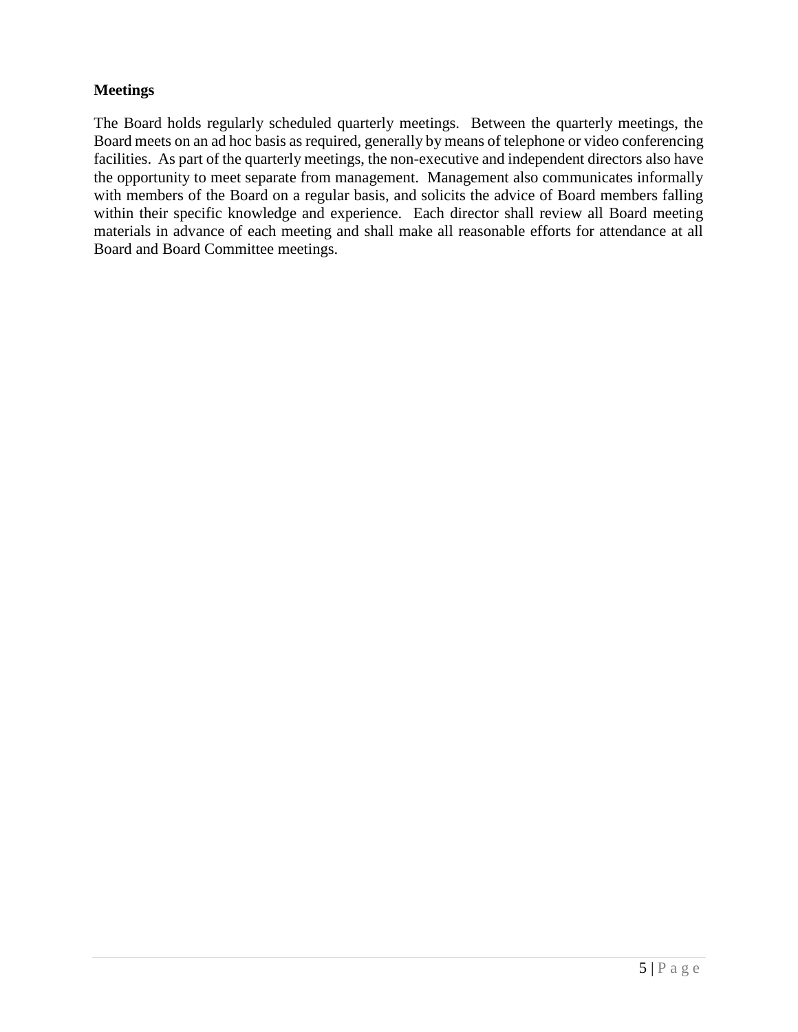**Meetings**

The Board holds regularly scheduled quarterly meetings. Between the quarterly meetings, the Board meets on an ad hoc basis as required, generally by means of telephone or video conferencing facilities. As part of the quarterly meetings, the non-executive and independent directors also have the opportunity to meet separate from management. Management also communicates informally with members of the Board on a regular basis, and solicits the advice of Board members falling within their specific knowledge and experience. Each director shall review all Board meeting materials in advance of each meeting and shall make all reasonable efforts for attendance at all Board and Board Committee meetings.